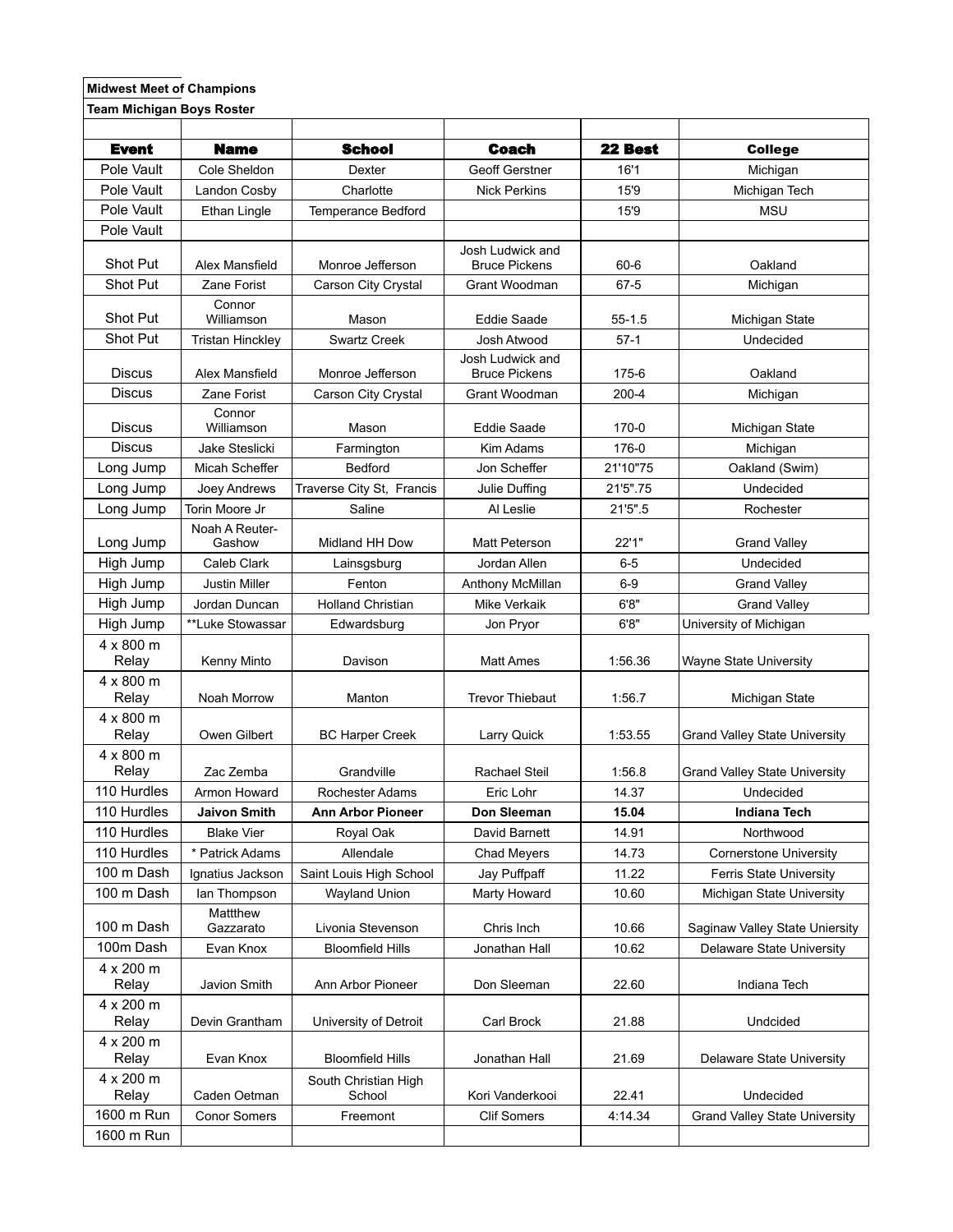**Midwest Meet of Champions**

**Team Michigan Boys Roster**

| Event | Name | School | Coach | 22 Best | College |
|---|---|---|---|---|---|
| Pole Vault | Cole Sheldon | Dexter | Geoff Gerstner | 16'1 | Michigan |
| Pole Vault | Landon Cosby | Charlotte | Nick Perkins | 15'9 | Michigan Tech |
| Pole Vault | Ethan Lingle | Temperance Bedford | | 15'9 | MSU |
| Pole Vault | | | | | |
| Shot Put | Alex Mansfield | Monroe Jefferson | Josh Ludwick and Bruce Pickens | 60-6 | Oakland |
| Shot Put | Zane Forist | Carson City Crystal | Grant Woodman | 67-5 | Michigan |
| Shot Put | Connor Williamson | Mason | Eddie Saade | 55-1.5 | Michigan State |
| Shot Put | Tristan Hinckley | Swartz Creek | Josh Atwood | 57-1 | Undecided |
| Discus | Alex Mansfield | Monroe Jefferson | Josh Ludwick and Bruce Pickens | 175-6 | Oakland |
| Discus | Zane Forist | Carson City Crystal | Grant Woodman | 200-4 | Michigan |
| Discus | Connor Williamson | Mason | Eddie Saade | 170-0 | Michigan State |
| Discus | Jake Steslicki | Farmington | Kim Adams | 176-0 | Michigan |
| Long Jump | Micah Scheffer | Bedford | Jon Scheffer | 21'10"75 | Oakland (Swim) |
| Long Jump | Joey Andrews | Traverse City St, Francis | Julie Duffing | 21'5".75 | Undecided |
| Long Jump | Torin Moore Jr | Saline | Al Leslie | 21'5".5 | Rochester |
| Long Jump | Noah A Reuter-Gashow | Midland HH Dow | Matt Peterson | 22'1" | Grand Valley |
| High Jump | Caleb Clark | Lainsgsburg | Jordan Allen | 6-5 | Undecided |
| High Jump | Justin Miller | Fenton | Anthony McMillan | 6-9 | Grand Valley |
| High Jump | Jordan Duncan | Holland Christian | Mike Verkaik | 6'8" | Grand Valley |
| High Jump | **Luke Stowassar | Edwardsburg | Jon Pryor | 6'8" | University of Michigan |
| 4 x 800 m Relay | Kenny Minto | Davison | Matt Ames | 1:56.36 | Wayne State University |
| 4 x 800 m Relay | Noah Morrow | Manton | Trevor Thiebaut | 1:56.7 | Michigan State |
| 4 x 800 m Relay | Owen Gilbert | BC Harper Creek | Larry Quick | 1:53.55 | Grand Valley State University |
| 4 x 800 m Relay | Zac Zemba | Grandville | Rachael Steil | 1:56.8 | Grand Valley State University |
| 110 Hurdles | Armon Howard | Rochester Adams | Eric Lohr | 14.37 | Undecided |
| 110 Hurdles | **Jaivon Smith** | **Ann Arbor Pioneer** | **Don Sleeman** | **15.04** | **Indiana Tech** |
| 110 Hurdles | Blake Vier | Royal Oak | David Barnett | 14.91 | Northwood |
| 110 Hurdles | * Patrick Adams | Allendale | Chad Meyers | 14.73 | Cornerstone University |
| 100 m Dash | Ignatius Jackson | Saint Louis High School | Jay Puffpaff | 11.22 | Ferris State University |
| 100 m Dash | Ian Thompson | Wayland Union | Marty Howard | 10.60 | Michigan State University |
| 100 m Dash | Mattthew Gazzarato | Livonia Stevenson | Chris Inch | 10.66 | Saginaw Valley State Uniersity |
| 100m Dash | Evan Knox | Bloomfield Hills | Jonathan Hall | 10.62 | Delaware State University |
| 4 x 200 m Relay | Javion Smith | Ann Arbor Pioneer | Don Sleeman | 22.60 | Indiana Tech |
| 4 x 200 m Relay | Devin Grantham | University of Detroit | Carl Brock | 21.88 | Undcided |
| 4 x 200 m Relay | Evan Knox | Bloomfield Hills | Jonathan Hall | 21.69 | Delaware State University |
| 4 x 200 m Relay | Caden Oetman | South Christian High School | Kori Vanderkooi | 22.41 | Undecided |
| 1600 m Run | Conor Somers | Freemont | Clif Somers | 4:14.34 | Grand Valley State University |
| 1600 m Run | | | | | |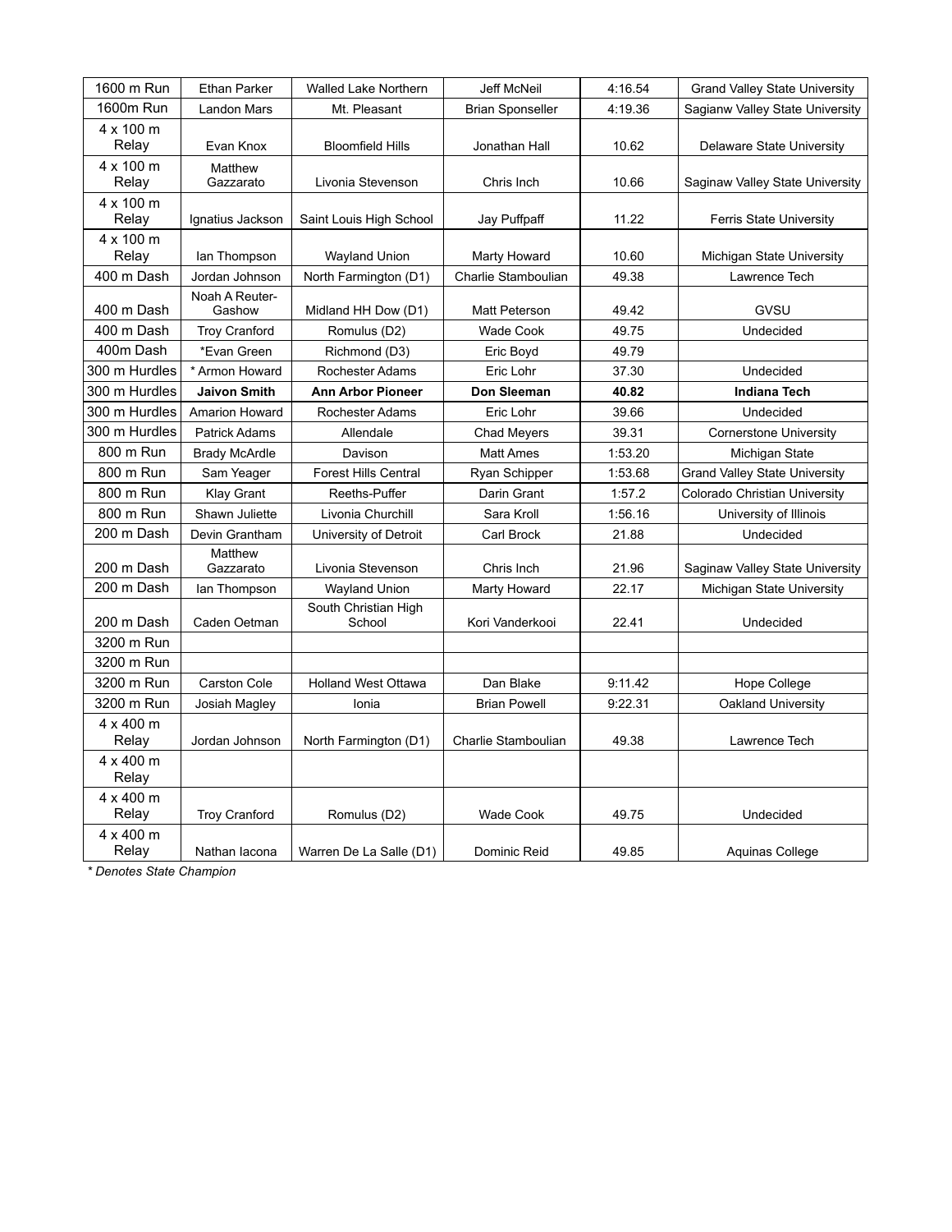| 1600 m Run | Ethan Parker | Walled Lake Northern | Jeff McNeil | 4:16.54 | Grand Valley State University |
|---|---|---|---|---|---|
| 1600m Run | Landon Mars | Mt. Pleasant | Brian Sponseller | 4:19.36 | Sagianw Valley State University |
| 4 x 100 m Relay | Evan Knox | Bloomfield Hills | Jonathan Hall | 10.62 | Delaware State University |
| 4 x 100 m Relay | Matthew Gazzarato | Livonia Stevenson | Chris Inch | 10.66 | Saginaw Valley State University |
| 4 x 100 m Relay | Ignatius Jackson | Saint Louis High School | Jay Puffpaff | 11.22 | Ferris State University |
| 4 x 100 m Relay | Ian Thompson | Wayland Union | Marty Howard | 10.60 | Michigan State University |
| 400 m Dash | Jordan Johnson | North Farmington (D1) | Charlie Stamboulian | 49.38 | Lawrence Tech |
| 400 m Dash | Noah A Reuter-Gashow | Midland HH Dow (D1) | Matt Peterson | 49.42 | GVSU |
| 400 m Dash | Troy Cranford | Romulus (D2) | Wade Cook | 49.75 | Undecided |
| 400m Dash | *Evan Green | Richmond (D3) | Eric Boyd | 49.79 | |
| 300 m Hurdles | * Armon Howard | Rochester Adams | Eric Lohr | 37.30 | Undecided |
| 300 m Hurdles | **Jaivon Smith** | **Ann Arbor Pioneer** | **Don Sleeman** | **40.82** | **Indiana Tech** |
| 300 m Hurdles | Amarion Howard | Rochester Adams | Eric Lohr | 39.66 | Undecided |
| 300 m Hurdles | Patrick Adams | Allendale | Chad Meyers | 39.31 | Cornerstone University |
| 800 m Run | Brady McArdle | Davison | Matt Ames | 1:53.20 | Michigan State |
| 800 m Run | Sam Yeager | Forest Hills Central | Ryan Schipper | 1:53.68 | Grand Valley State University |
| 800 m Run | Klay Grant | Reeths-Puffer | Darin Grant | 1:57.2 | Colorado Christian University |
| 800 m Run | Shawn Juliette | Livonia Churchill | Sara Kroll | 1:56.16 | University of Illinois |
| 200 m Dash | Devin Grantham | University of Detroit | Carl Brock | 21.88 | Undecided |
| 200 m Dash | Matthew Gazzarato | Livonia Stevenson | Chris Inch | 21.96 | Saginaw Valley State University |
| 200 m Dash | Ian Thompson | Wayland Union | Marty Howard | 22.17 | Michigan State University |
| 200 m Dash | Caden Oetman | South Christian High School | Kori Vanderkooi | 22.41 | Undecided |
| 3200 m Run | | | | | |
| 3200 m Run | | | | | |
| 3200 m Run | Carston Cole | Holland West Ottawa | Dan Blake | 9:11.42 | Hope College |
| 3200 m Run | Josiah Magley | Ionia | Brian Powell | 9:22.31 | Oakland University |
| 4 x 400 m Relay | Jordan Johnson | North Farmington (D1) | Charlie Stamboulian | 49.38 | Lawrence Tech |
| 4 x 400 m Relay | | | | | |
| 4 x 400 m Relay | Troy Cranford | Romulus (D2) | Wade Cook | 49.75 | Undecided |
| 4 x 400 m Relay | Nathan Iacona | Warren De La Salle (D1) | Dominic Reid | 49.85 | Aquinas College |

*\* Denotes State Champion*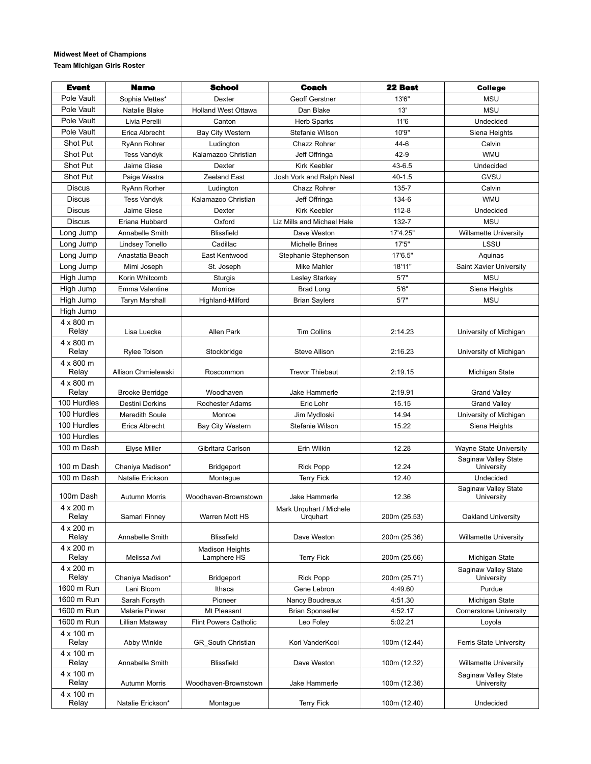**Midwest Meet of Champions**

**Team Michigan Girls Roster**

| Event | Name | School | Coach | 22 Best | College |
|---|---|---|---|---|---|
| Pole Vault | Sophia Mettes* | Dexter | Geoff Gerstner | 13'6" | MSU |
| Pole Vault | Natalie Blake | Holland West Ottawa | Dan Blake | 13' | MSU |
| Pole Vault | Livia Perelli | Canton | Herb Sparks | 11'6 | Undecided |
| Pole Vault | Erica Albrecht | Bay City Western | Stefanie Wilson | 10'9" | Siena Heights |
| Shot Put | RyAnn Rohrer | Ludington | Chazz Rohrer | 44-6 | Calvin |
| Shot Put | Tess Vandyk | Kalamazoo Christian | Jeff Offringa | 42-9 | WMU |
| Shot Put | Jaime Giese | Dexter | Kirk Keebler | 43-6.5 | Undecided |
| Shot Put | Paige Westra | Zeeland East | Josh Vork and Ralph Neal | 40-1.5 | GVSU |
| Discus | RyAnn Rorher | Ludington | Chazz Rohrer | 135-7 | Calvin |
| Discus | Tess Vandyk | Kalamazoo Christian | Jeff Offringa | 134-6 | WMU |
| Discus | Jaime Giese | Dexter | Kirk Keebler | 112-8 | Undecided |
| Discus | Eriana Hubbard | Oxford | Liz Mills and Michael Hale | 132-7 | MSU |
| Long Jump | Annabelle Smith | Blissfield | Dave Weston | 17'4.25" | Willamette University |
| Long Jump | Lindsey Tonello | Cadillac | Michelle Brines | 17'5" | LSSU |
| Long Jump | Anastatia Beach | East Kentwood | Stephanie Stephenson | 17'6.5" | Aquinas |
| Long Jump | Mimi Joseph | St. Joseph | Mike Mahler | 18'11" | Saint Xavier University |
| High Jump | Korin Whitcomb | Sturgis | Lesley Starkey | 5'7" | MSU |
| High Jump | Emma Valentine | Morrice | Brad Long | 5'6" | Siena Heights |
| High Jump | Taryn Marshall | Highland-Milford | Brian Saylers | 5'7" | MSU |
| High Jump | | | | | |
| 4 x 800 m Relay | Lisa Luecke | Allen Park | Tim Collins | 2:14.23 | University of Michigan |
| 4 x 800 m Relay | Rylee Tolson | Stockbridge | Steve Allison | 2:16.23 | University of Michigan |
| 4 x 800 m Relay | Allison Chmielewski | Roscommon | Trevor Thiebaut | 2:19.15 | Michigan State |
| 4 x 800 m Relay | Brooke Berridge | Woodhaven | Jake Hammerle | 2:19.91 | Grand Valley |
| 100 Hurdles | Destini Dorkins | Rochester Adams | Eric Lohr | 15.15 | Grand Valley |
| 100 Hurdles | Meredith Soule | Monroe | Jim Mydloski | 14.94 | University of Michigan |
| 100 Hurdles | Erica Albrecht | Bay City Western | Stefanie Wilson | 15.22 | Siena Heights |
| 100 Hurdles | | | | | |
| 100 m Dash | Elyse Miller | Gibrltara Carlson | Erin Wilkin | 12.28 | Wayne State University |
| 100 m Dash | Chaniya Madison* | Bridgeport | Rick Popp | 12.24 | Saginaw Valley State University |
| 100 m Dash | Natalie Erickson | Montague | Terry Fick | 12.40 | Undecided |
| 100m Dash | Autumn Morris | Woodhaven-Brownstown | Jake Hammerle | 12.36 | Saginaw Valley State University |
| 4 x 200 m Relay | Samari Finney | Warren Mott HS | Mark Urquhart / Michele Urquhart | 200m (25.53) | Oakland University |
| 4 x 200 m Relay | Annabelle Smith | Blissfield | Dave Weston | 200m (25.36) | Willamette University |
| 4 x 200 m Relay | Melissa Avi | Madison Heights Lamphere HS | Terry Fick | 200m (25.66) | Michigan State |
| 4 x 200 m Relay | Chaniya Madison* | Bridgeport | Rick Popp | 200m (25.71) | Saginaw Valley State University |
| 1600 m Run | Lani Bloom | Ithaca | Gene Lebron | 4:49.60 | Purdue |
| 1600 m Run | Sarah Forsyth | Pioneer | Nancy Boudreaux | 4:51.30 | Michigan State |
| 1600 m Run | Malarie Pinwar | Mt Pleasant | Brian Sponseller | 4:52.17 | Cornerstone University |
| 1600 m Run | Lillian Mataway | Flint Powers Catholic | Leo Foley | 5:02.21 | Loyola |
| 4 x 100 m Relay | Abby Winkle | GR_South Christian | Kori VanderKooi | 100m (12.44) | Ferris State University |
| 4 x 100 m Relay | Annabelle Smith | Blissfield | Dave Weston | 100m (12.32) | Willamette University |
| 4 x 100 m Relay | Autumn Morris | Woodhaven-Brownstown | Jake Hammerle | 100m (12.36) | Saginaw Valley State University |
| 4 x 100 m Relay | Natalie Erickson* | Montague | Terry Fick | 100m (12.40) | Undecided |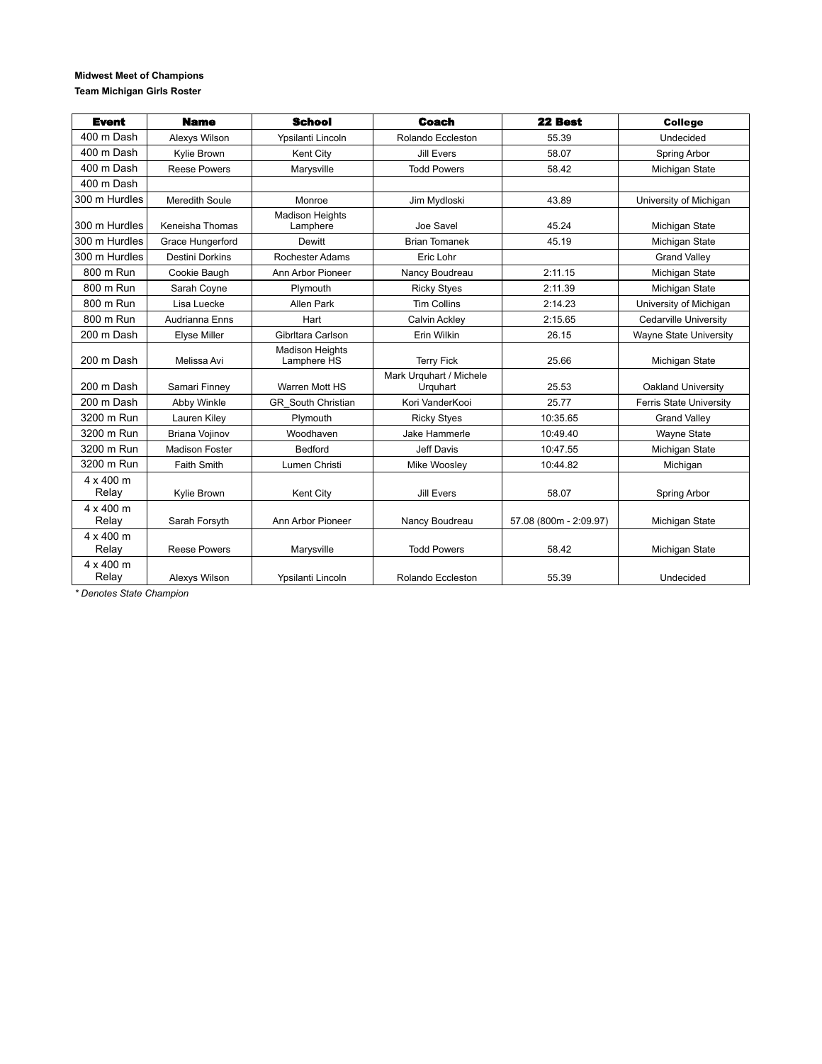**Midwest Meet of Champions**

**Team Michigan Girls Roster**

| Event | Name | School | Coach | 22 Best | College |
|---|---|---|---|---|---|
| 400 m Dash | Alexys Wilson | Ypsilanti Lincoln | Rolando Eccleston | 55.39 | Undecided |
| 400 m Dash | Kylie Brown | Kent City | Jill Evers | 58.07 | Spring Arbor |
| 400 m Dash | Reese Powers | Marysville | Todd Powers | 58.42 | Michigan State |
| 400 m Dash | | | | | |
| 300 m Hurdles | Meredith Soule | Monroe | Jim Mydloski | 43.89 | University of Michigan |
| 300 m Hurdles | Keneisha Thomas | Madison Heights Lamphere | Joe Savel | 45.24 | Michigan State |
| 300 m Hurdles | Grace Hungerford | Dewitt | Brian Tomanek | 45.19 | Michigan State |
| 300 m Hurdles | Destini Dorkins | Rochester Adams | Eric Lohr | | Grand Valley |
| 800 m Run | Cookie Baugh | Ann Arbor Pioneer | Nancy Boudreau | 2:11.15 | Michigan State |
| 800 m Run | Sarah Coyne | Plymouth | Ricky Styes | 2:11.39 | Michigan State |
| 800 m Run | Lisa Luecke | Allen Park | Tim Collins | 2:14.23 | University of Michigan |
| 800 m Run | Audrianna Enns | Hart | Calvin Ackley | 2:15.65 | Cedarville University |
| 200 m Dash | Elyse Miller | Gibrltara Carlson | Erin Wilkin | 26.15 | Wayne State University |
| 200 m Dash | Melissa Avi | Madison Heights Lamphere HS | Terry Fick | 25.66 | Michigan State |
| 200 m Dash | Samari Finney | Warren Mott HS | Mark Urquhart / Michele Urquhart | 25.53 | Oakland University |
| 200 m Dash | Abby Winkle | GR_South Christian | Kori VanderKooi | 25.77 | Ferris State University |
| 3200 m Run | Lauren Kiley | Plymouth | Ricky Styes | 10:35.65 | Grand Valley |
| 3200 m Run | Briana Vojinov | Woodhaven | Jake Hammerle | 10:49.40 | Wayne State |
| 3200 m Run | Madison Foster | Bedford | Jeff Davis | 10:47.55 | Michigan State |
| 3200 m Run | Faith Smith | Lumen Christi | Mike Woosley | 10:44.82 | Michigan |
| 4 x 400 m Relay | Kylie Brown | Kent City | Jill Evers | 58.07 | Spring Arbor |
| 4 x 400 m Relay | Sarah Forsyth | Ann Arbor Pioneer | Nancy Boudreau | 57.08 (800m - 2:09.97) | Michigan State |
| 4 x 400 m Relay | Reese Powers | Marysville | Todd Powers | 58.42 | Michigan State |
| 4 x 400 m Relay | Alexys Wilson | Ypsilanti Lincoln | Rolando Eccleston | 55.39 | Undecided |

*\* Denotes State Champion*